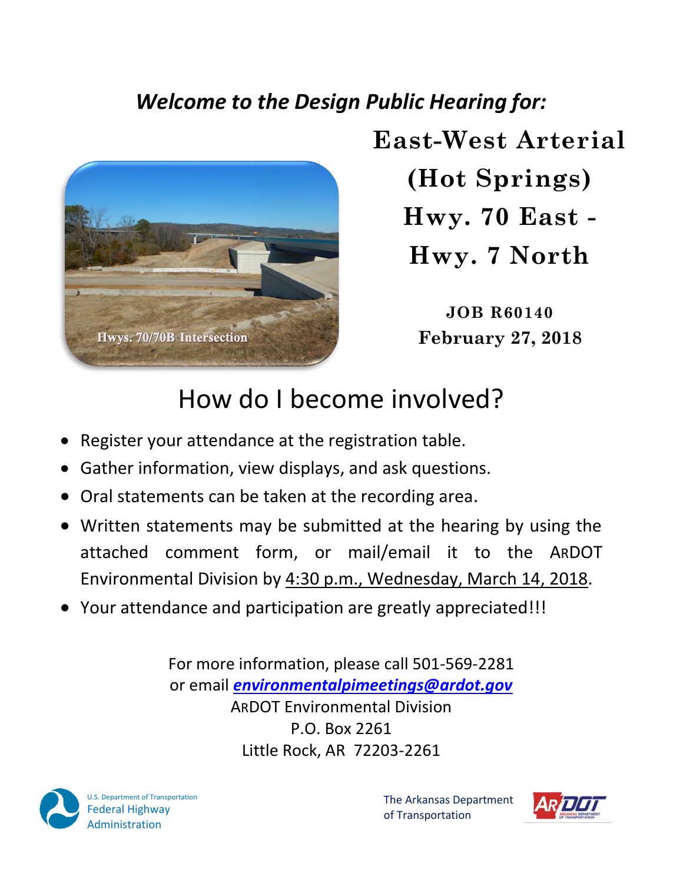*Welcome to the Design Public Hearing for:*

# East-West Arterial (Hot Springs) Hwy. 70 East - Hwy. 7 North

Hwys. 70/70B Intersection

**JOB R60140**

**February 27, 2018**

## How do I become involved?

- Register your attendance at the registration table.
- Gather information, view displays, and ask questions.
- Oral statements can be taken at the recording area.
- Written statements may be submitted at the hearing by using the attached comment form, or mail/email it to the ARDOT Environmental Division by 4:30 p.m., Wednesday, March 14, 2018.
- Your attendance and participation are greatly appreciated!!!

For more information, please call 501-569-2281
or email ***environmentalpimeetings@ardot.gov***
ARDOT Environmental Division
P.O. Box 2261
Little Rock, AR 72203-2261

U.S. Department of Transportation
Federal Highway Administration

The Arkansas Department of Transportation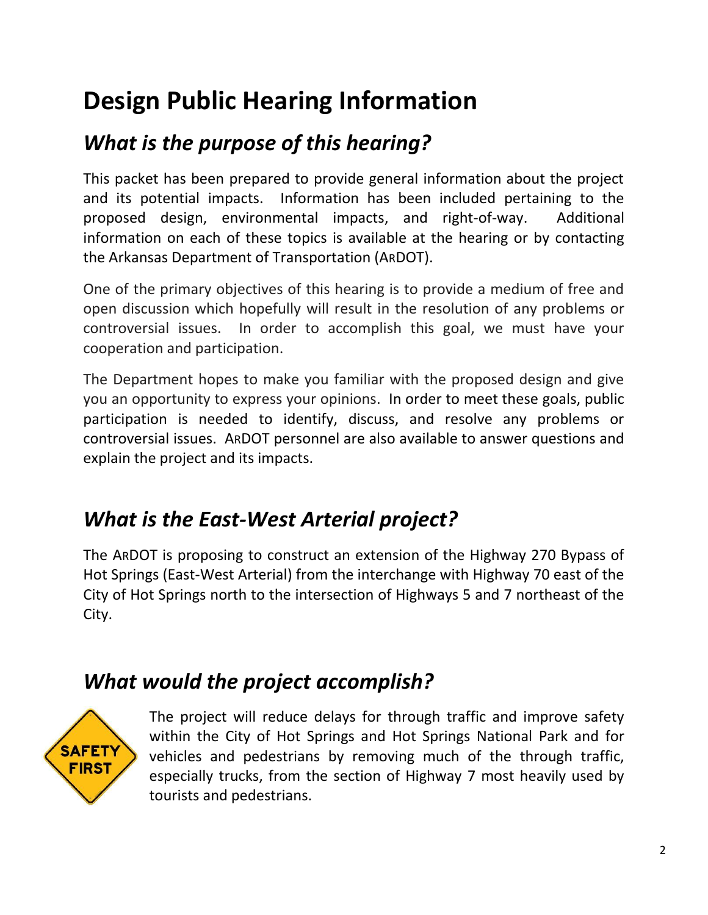# Design Public Hearing Information

## *What is the purpose of this hearing?*

This packet has been prepared to provide general information about the project and its potential impacts. Information has been included pertaining to the proposed design, environmental impacts, and right-of-way. Additional information on each of these topics is available at the hearing or by contacting the Arkansas Department of Transportation (ARDOT).

One of the primary objectives of this hearing is to provide a medium of free and open discussion which hopefully will result in the resolution of any problems or controversial issues. In order to accomplish this goal, we must have your cooperation and participation.

The Department hopes to make you familiar with the proposed design and give you an opportunity to express your opinions. In order to meet these goals, public participation is needed to identify, discuss, and resolve any problems or controversial issues. ARDOT personnel are also available to answer questions and explain the project and its impacts.

## *What is the East-West Arterial project?*

The ARDOT is proposing to construct an extension of the Highway 270 Bypass of Hot Springs (East-West Arterial) from the interchange with Highway 70 east of the City of Hot Springs north to the intersection of Highways 5 and 7 northeast of the City.

## *What would the project accomplish?*

SAFETY FIRST

The project will reduce delays for through traffic and improve safety within the City of Hot Springs and Hot Springs National Park and for vehicles and pedestrians by removing much of the through traffic, especially trucks, from the section of Highway 7 most heavily used by tourists and pedestrians.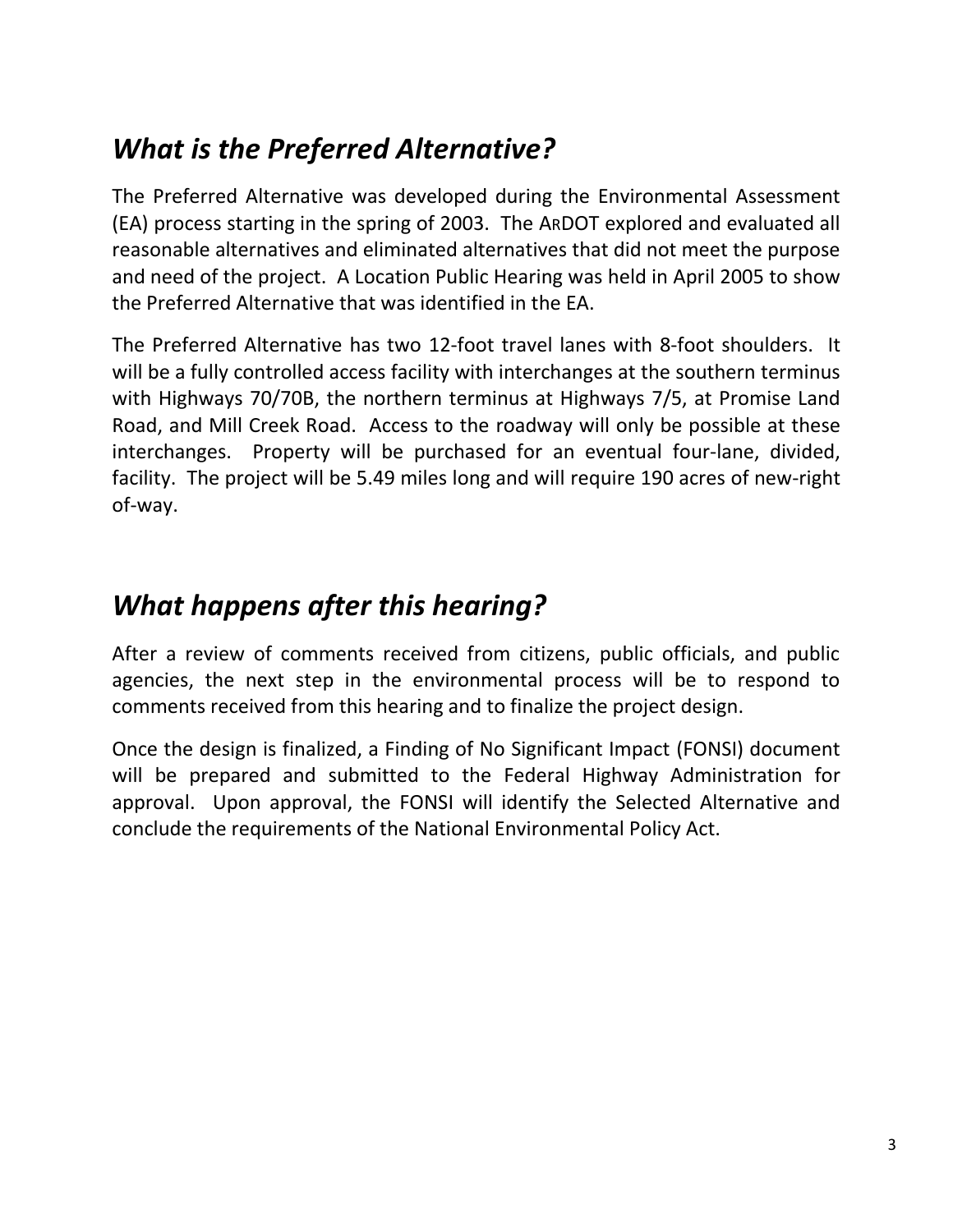## *What is the Preferred Alternative?*

The Preferred Alternative was developed during the Environmental Assessment (EA) process starting in the spring of 2003. The ARDOT explored and evaluated all reasonable alternatives and eliminated alternatives that did not meet the purpose and need of the project. A Location Public Hearing was held in April 2005 to show the Preferred Alternative that was identified in the EA.

The Preferred Alternative has two 12-foot travel lanes with 8-foot shoulders. It will be a fully controlled access facility with interchanges at the southern terminus with Highways 70/70B, the northern terminus at Highways 7/5, at Promise Land Road, and Mill Creek Road. Access to the roadway will only be possible at these interchanges. Property will be purchased for an eventual four-lane, divided, facility. The project will be 5.49 miles long and will require 190 acres of new-right of-way.

## *What happens after this hearing?*

After a review of comments received from citizens, public officials, and public agencies, the next step in the environmental process will be to respond to comments received from this hearing and to finalize the project design.

Once the design is finalized, a Finding of No Significant Impact (FONSI) document will be prepared and submitted to the Federal Highway Administration for approval. Upon approval, the FONSI will identify the Selected Alternative and conclude the requirements of the National Environmental Policy Act.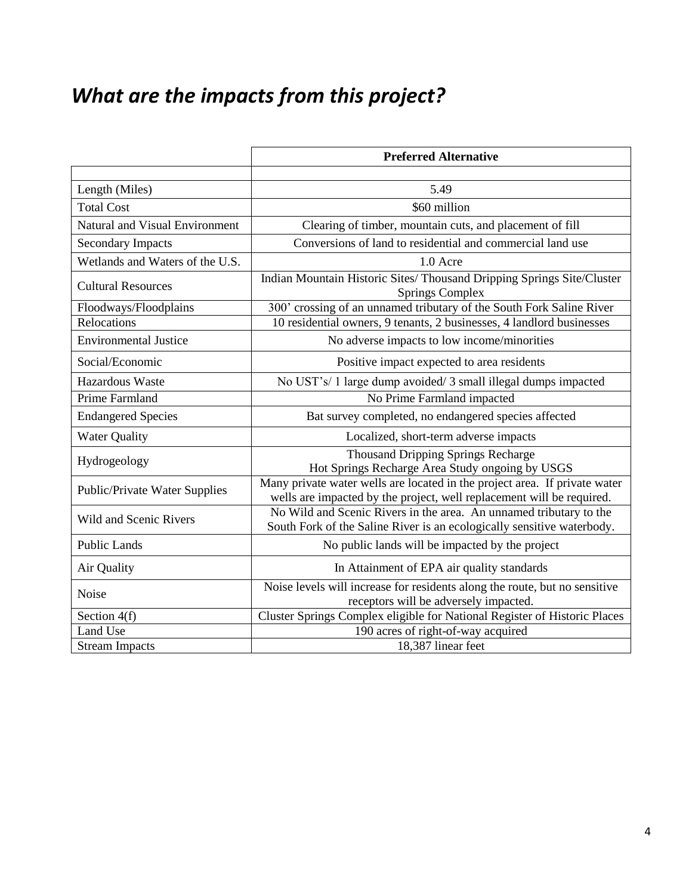# *What are the impacts from this project?*

| | Preferred Alternative |
|---|---|
| | |
| Length (Miles) | 5.49 |
| Total Cost | $60 million |
| Natural and Visual Environment | Clearing of timber, mountain cuts, and placement of fill |
| Secondary Impacts | Conversions of land to residential and commercial land use |
| Wetlands and Waters of the U.S. | 1.0 Acre |
| Cultural Resources | Indian Mountain Historic Sites/ Thousand Dripping Springs Site/Cluster Springs Complex |
| Floodways/Floodplains | 300' crossing of an unnamed tributary of the South Fork Saline River |
| Relocations | 10 residential owners, 9 tenants, 2 businesses, 4 landlord businesses |
| Environmental Justice | No adverse impacts to low income/minorities |
| Social/Economic | Positive impact expected to area residents |
| Hazardous Waste | No UST's/ 1 large dump avoided/ 3 small illegal dumps impacted |
| Prime Farmland | No Prime Farmland impacted |
| Endangered Species | Bat survey completed, no endangered species affected |
| Water Quality | Localized, short-term adverse impacts |
| Hydrogeology | Thousand Dripping Springs Recharge<br>Hot Springs Recharge Area Study ongoing by USGS |
| Public/Private Water Supplies | Many private water wells are located in the project area. If private water wells are impacted by the project, well replacement will be required. |
| Wild and Scenic Rivers | No Wild and Scenic Rivers in the area. An unnamed tributary to the South Fork of the Saline River is an ecologically sensitive waterbody. |
| Public Lands | No public lands will be impacted by the project |
| Air Quality | In Attainment of EPA air quality standards |
| Noise | Noise levels will increase for residents along the route, but no sensitive receptors will be adversely impacted. |
| Section 4(f) | Cluster Springs Complex eligible for National Register of Historic Places |
| Land Use | 190 acres of right-of-way acquired |
| Stream Impacts | 18,387 linear feet |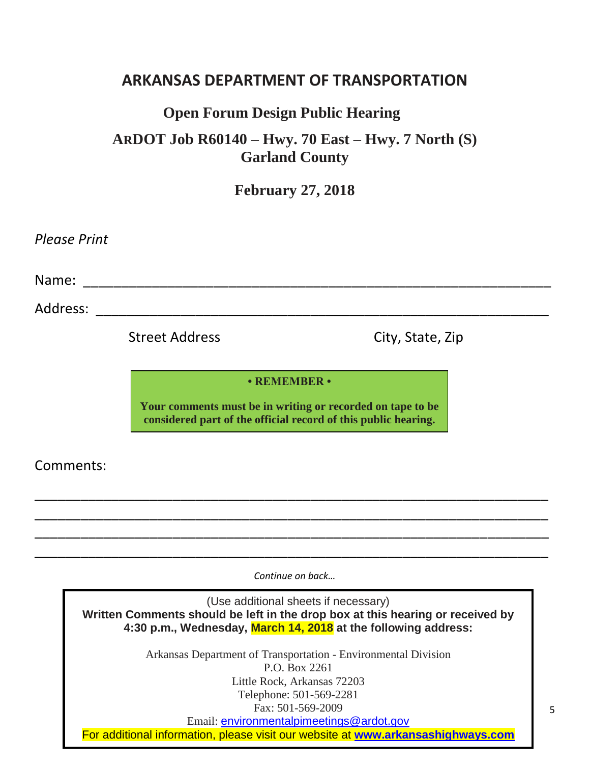# ARKANSAS DEPARTMENT OF TRANSPORTATION

## Open Forum Design Public Hearing

## ARDOT Job R60140 – Hwy. 70 East – Hwy. 7 North (S)
## Garland County

## February 27, 2018

*Please Print*

Name: ______________________________________________________________

Address: ____________________________________________________________

Street Address                                        City, State, Zip

**• REMEMBER •**

**Your comments must be in writing or recorded on tape to be considered part of the official record of this public hearing.**

Comments:

______________________________________________________________________

______________________________________________________________________

______________________________________________________________________

______________________________________________________________________

*Continue on back…*

(Use additional sheets if necessary)

**Written Comments should be left in the drop box at this hearing or received by 4:30 p.m., Wednesday, March 14, 2018 at the following address:**

Arkansas Department of Transportation - Environmental Division
P.O. Box 2261
Little Rock, Arkansas 72203
Telephone: 501-569-2281
Fax: 501-569-2009
Email: environmentalpimeetings@ardot.gov

For additional information, please visit our website at **www.arkansashighways.com**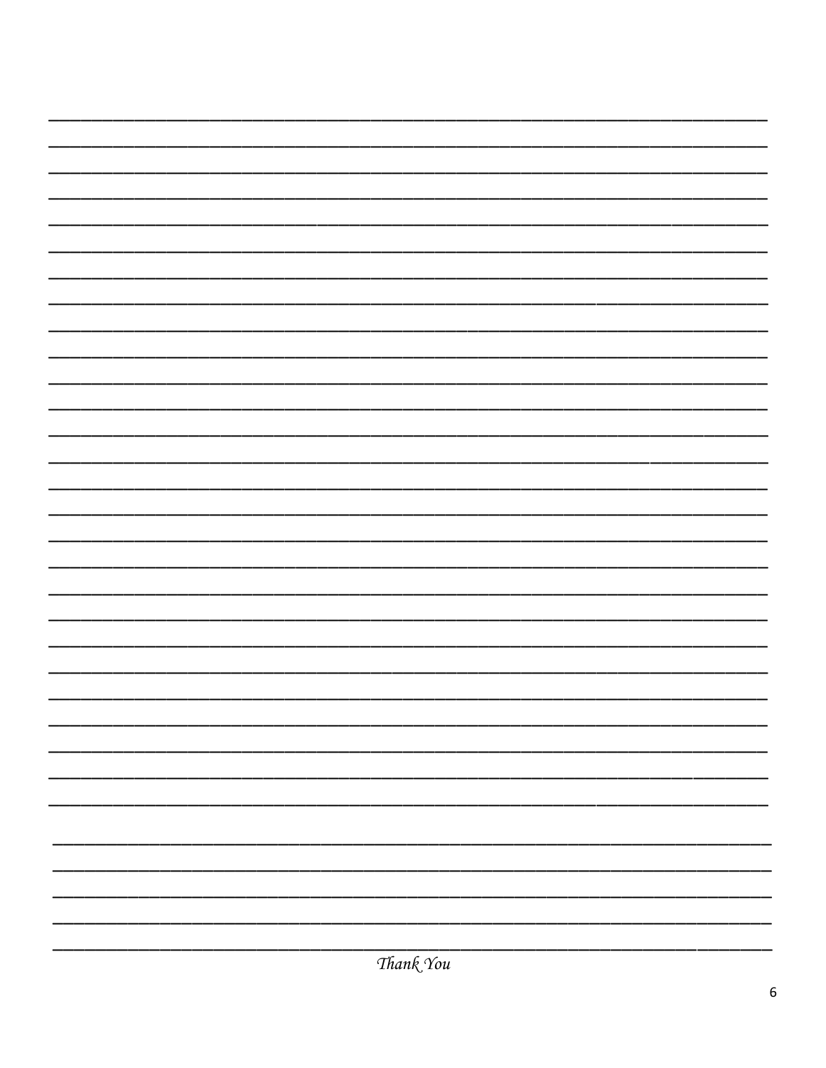*Thank You*